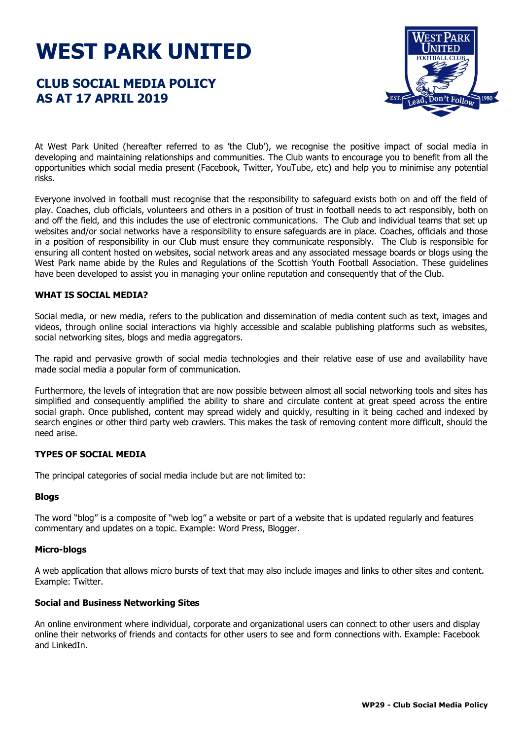# WEST PARK UNITED

## CLUB SOCIAL MEDIA POLICY AS AT 17 APRIL 2019

At West Park United (hereafter referred to as 'the Club'), we recognise the positive impact of social media in developing and maintaining relationships and communities. The Club wants to encourage you to benefit from all the opportunities which social media present (Facebook, Twitter, YouTube, etc) and help you to minimise any potential risks.

Everyone involved in football must recognise that the responsibility to safeguard exists both on and off the field of play. Coaches, club officials, volunteers and others in a position of trust in football needs to act responsibly, both on and off the field, and this includes the use of electronic communications. The Club and individual teams that set up websites and/or social networks have a responsibility to ensure safeguards are in place. Coaches, officials and those in a position of responsibility in our Club must ensure they communicate responsibly. The Club is responsible for ensuring all content hosted on websites, social network areas and any associated message boards or blogs using the West Park name abide by the Rules and Regulations of the Scottish Youth Football Association. These guidelines have been developed to assist you in managing your online reputation and consequently that of the Club.

**WHAT IS SOCIAL MEDIA?**

Social media, or new media, refers to the publication and dissemination of media content such as text, images and videos, through online social interactions via highly accessible and scalable publishing platforms such as websites, social networking sites, blogs and media aggregators.

The rapid and pervasive growth of social media technologies and their relative ease of use and availability have made social media a popular form of communication.

Furthermore, the levels of integration that are now possible between almost all social networking tools and sites has simplified and consequently amplified the ability to share and circulate content at great speed across the entire social graph. Once published, content may spread widely and quickly, resulting in it being cached and indexed by search engines or other third party web crawlers. This makes the task of removing content more difficult, should the need arise.

**TYPES OF SOCIAL MEDIA**

The principal categories of social media include but are not limited to:

**Blogs**

The word "blog" is a composite of "web log" a website or part of a website that is updated regularly and features commentary and updates on a topic. Example: Word Press, Blogger.

**Micro-blogs**

A web application that allows micro bursts of text that may also include images and links to other sites and content. Example: Twitter.

**Social and Business Networking Sites**

An online environment where individual, corporate and organizational users can connect to other users and display online their networks of friends and contacts for other users to see and form connections with. Example: Facebook and LinkedIn.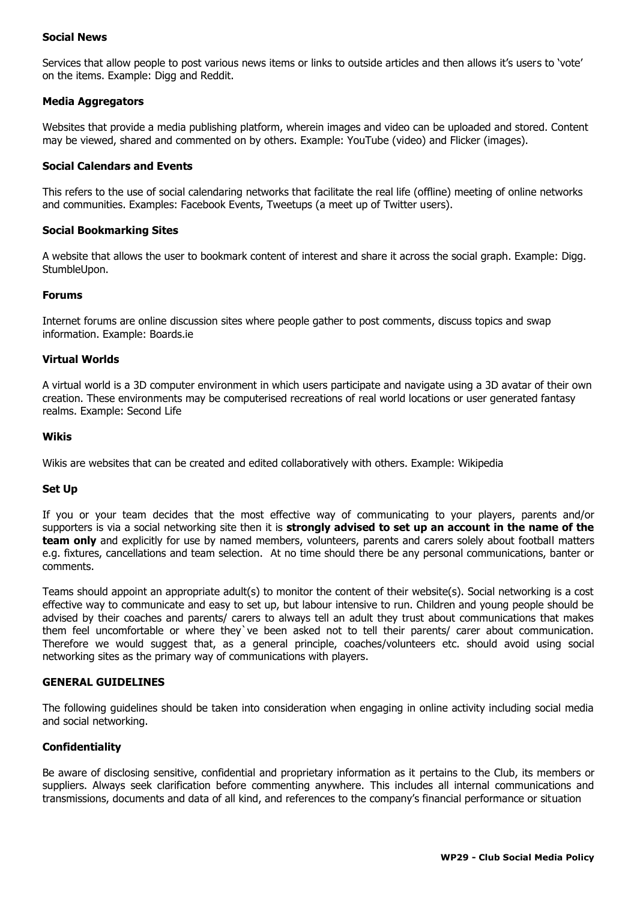### Social News

Services that allow people to post various news items or links to outside articles and then allows it's users to 'vote' on the items. Example: Digg and Reddit.

### Media Aggregators

Websites that provide a media publishing platform, wherein images and video can be uploaded and stored. Content may be viewed, shared and commented on by others. Example: YouTube (video) and Flicker (images).

### Social Calendars and Events

This refers to the use of social calendaring networks that facilitate the real life (offline) meeting of online networks and communities. Examples: Facebook Events, Tweetups (a meet up of Twitter users).

### Social Bookmarking Sites

A website that allows the user to bookmark content of interest and share it across the social graph. Example: Digg. StumbleUpon.

### Forums

Internet forums are online discussion sites where people gather to post comments, discuss topics and swap information. Example: Boards.ie

### Virtual Worlds

A virtual world is a 3D computer environment in which users participate and navigate using a 3D avatar of their own creation. These environments may be computerised recreations of real world locations or user generated fantasy realms. Example: Second Life

### Wikis

Wikis are websites that can be created and edited collaboratively with others. Example: Wikipedia

### Set Up

If you or your team decides that the most effective way of communicating to your players, parents and/or supporters is via a social networking site then it is **strongly advised to set up an account in the name of the team only** and explicitly for use by named members, volunteers, parents and carers solely about football matters e.g. fixtures, cancellations and team selection. At no time should there be any personal communications, banter or comments.

Teams should appoint an appropriate adult(s) to monitor the content of their website(s). Social networking is a cost effective way to communicate and easy to set up, but labour intensive to run. Children and young people should be advised by their coaches and parents/ carers to always tell an adult they trust about communications that makes them feel uncomfortable or where they`ve been asked not to tell their parents/ carer about communication. Therefore we would suggest that, as a general principle, coaches/volunteers etc. should avoid using social networking sites as the primary way of communications with players.

## GENERAL GUIDELINES

The following guidelines should be taken into consideration when engaging in online activity including social media and social networking.

### Confidentiality

Be aware of disclosing sensitive, confidential and proprietary information as it pertains to the Club, its members or suppliers. Always seek clarification before commenting anywhere. This includes all internal communications and transmissions, documents and data of all kind, and references to the company's financial performance or situation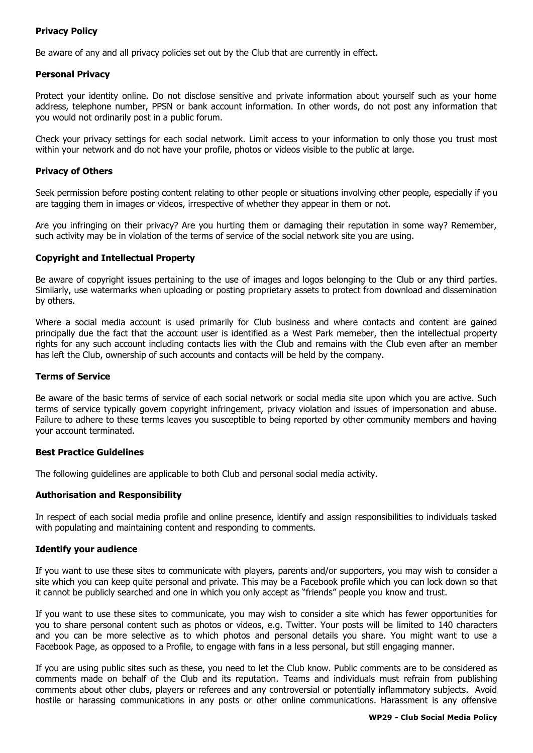**Privacy Policy**

Be aware of any and all privacy policies set out by the Club that are currently in effect.

**Personal Privacy**

Protect your identity online. Do not disclose sensitive and private information about yourself such as your home address, telephone number, PPSN or bank account information. In other words, do not post any information that you would not ordinarily post in a public forum.

Check your privacy settings for each social network. Limit access to your information to only those you trust most within your network and do not have your profile, photos or videos visible to the public at large.

**Privacy of Others**

Seek permission before posting content relating to other people or situations involving other people, especially if you are tagging them in images or videos, irrespective of whether they appear in them or not.

Are you infringing on their privacy? Are you hurting them or damaging their reputation in some way? Remember, such activity may be in violation of the terms of service of the social network site you are using.

**Copyright and Intellectual Property**

Be aware of copyright issues pertaining to the use of images and logos belonging to the Club or any third parties. Similarly, use watermarks when uploading or posting proprietary assets to protect from download and dissemination by others.

Where a social media account is used primarily for Club business and where contacts and content are gained principally due the fact that the account user is identified as a West Park memeber, then the intellectual property rights for any such account including contacts lies with the Club and remains with the Club even after an member has left the Club, ownership of such accounts and contacts will be held by the company.

**Terms of Service**

Be aware of the basic terms of service of each social network or social media site upon which you are active. Such terms of service typically govern copyright infringement, privacy violation and issues of impersonation and abuse. Failure to adhere to these terms leaves you susceptible to being reported by other community members and having your account terminated.

**Best Practice Guidelines**

The following guidelines are applicable to both Club and personal social media activity.

**Authorisation and Responsibility**

In respect of each social media profile and online presence, identify and assign responsibilities to individuals tasked with populating and maintaining content and responding to comments.

**Identify your audience**

If you want to use these sites to communicate with players, parents and/or supporters, you may wish to consider a site which you can keep quite personal and private. This may be a Facebook profile which you can lock down so that it cannot be publicly searched and one in which you only accept as "friends" people you know and trust.

If you want to use these sites to communicate, you may wish to consider a site which has fewer opportunities for you to share personal content such as photos or videos, e.g. Twitter. Your posts will be limited to 140 characters and you can be more selective as to which photos and personal details you share. You might want to use a Facebook Page, as opposed to a Profile, to engage with fans in a less personal, but still engaging manner.

If you are using public sites such as these, you need to let the Club know. Public comments are to be considered as comments made on behalf of the Club and its reputation. Teams and individuals must refrain from publishing comments about other clubs, players or referees and any controversial or potentially inflammatory subjects. Avoid hostile or harassing communications in any posts or other online communications. Harassment is any offensive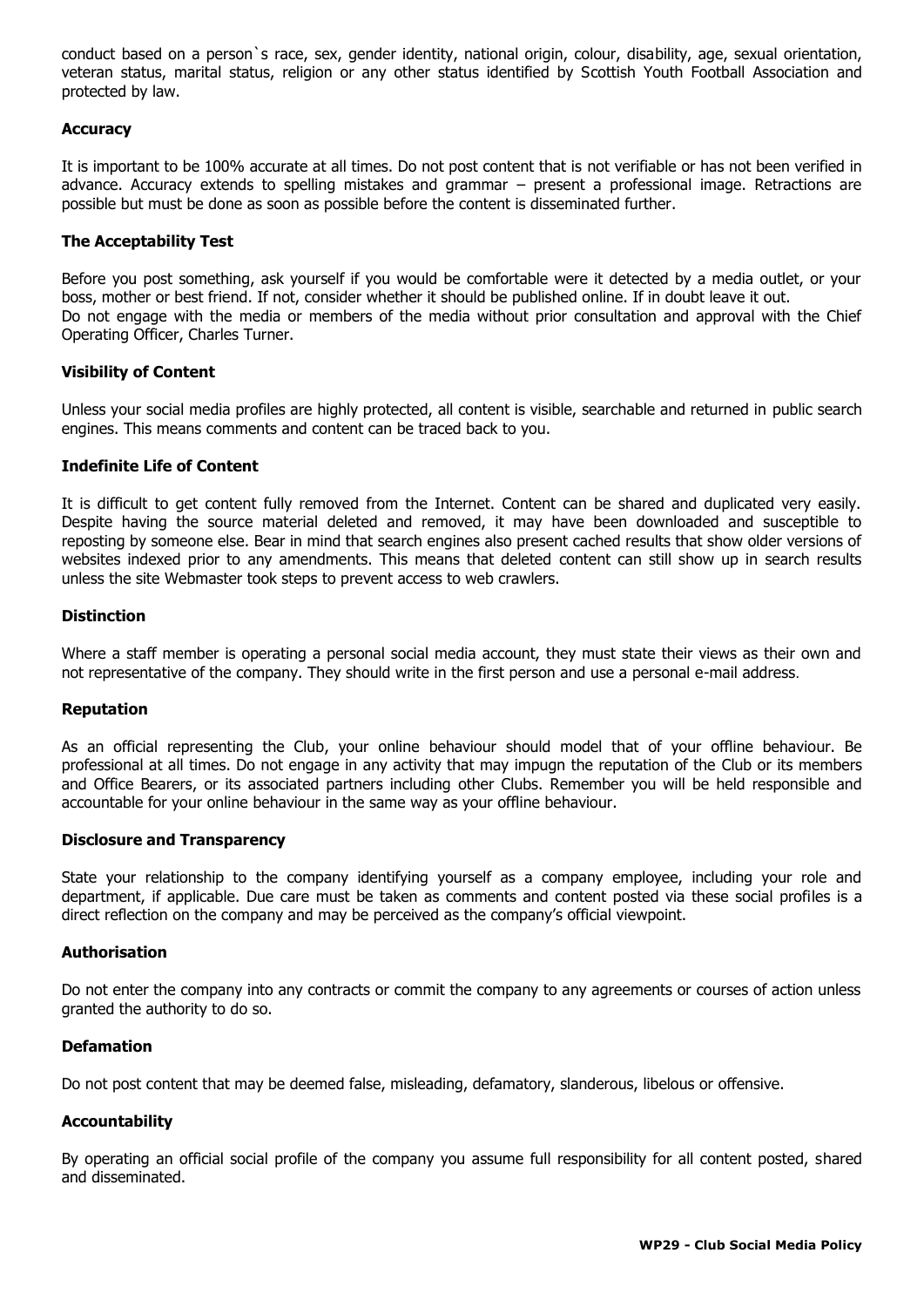conduct based on a person`s race, sex, gender identity, national origin, colour, disability, age, sexual orientation, veteran status, marital status, religion or any other status identified by Scottish Youth Football Association and protected by law.

### Accuracy

It is important to be 100% accurate at all times. Do not post content that is not verifiable or has not been verified in advance. Accuracy extends to spelling mistakes and grammar – present a professional image. Retractions are possible but must be done as soon as possible before the content is disseminated further.

### The Acceptability Test

Before you post something, ask yourself if you would be comfortable were it detected by a media outlet, or your boss, mother or best friend. If not, consider whether it should be published online. If in doubt leave it out.
Do not engage with the media or members of the media without prior consultation and approval with the Chief Operating Officer, Charles Turner.

### Visibility of Content

Unless your social media profiles are highly protected, all content is visible, searchable and returned in public search engines. This means comments and content can be traced back to you.

### Indefinite Life of Content

It is difficult to get content fully removed from the Internet. Content can be shared and duplicated very easily. Despite having the source material deleted and removed, it may have been downloaded and susceptible to reposting by someone else. Bear in mind that search engines also present cached results that show older versions of websites indexed prior to any amendments. This means that deleted content can still show up in search results unless the site Webmaster took steps to prevent access to web crawlers.

### Distinction

Where a staff member is operating a personal social media account, they must state their views as their own and not representative of the company. They should write in the first person and use a personal e-mail address.

### Reputation

As an official representing the Club, your online behaviour should model that of your offline behaviour. Be professional at all times. Do not engage in any activity that may impugn the reputation of the Club or its members and Office Bearers, or its associated partners including other Clubs. Remember you will be held responsible and accountable for your online behaviour in the same way as your offline behaviour.

### Disclosure and Transparency

State your relationship to the company identifying yourself as a company employee, including your role and department, if applicable. Due care must be taken as comments and content posted via these social profiles is a direct reflection on the company and may be perceived as the company's official viewpoint.

### Authorisation

Do not enter the company into any contracts or commit the company to any agreements or courses of action unless granted the authority to do so.

### Defamation

Do not post content that may be deemed false, misleading, defamatory, slanderous, libelous or offensive.

### Accountability

By operating an official social profile of the company you assume full responsibility for all content posted, shared and disseminated.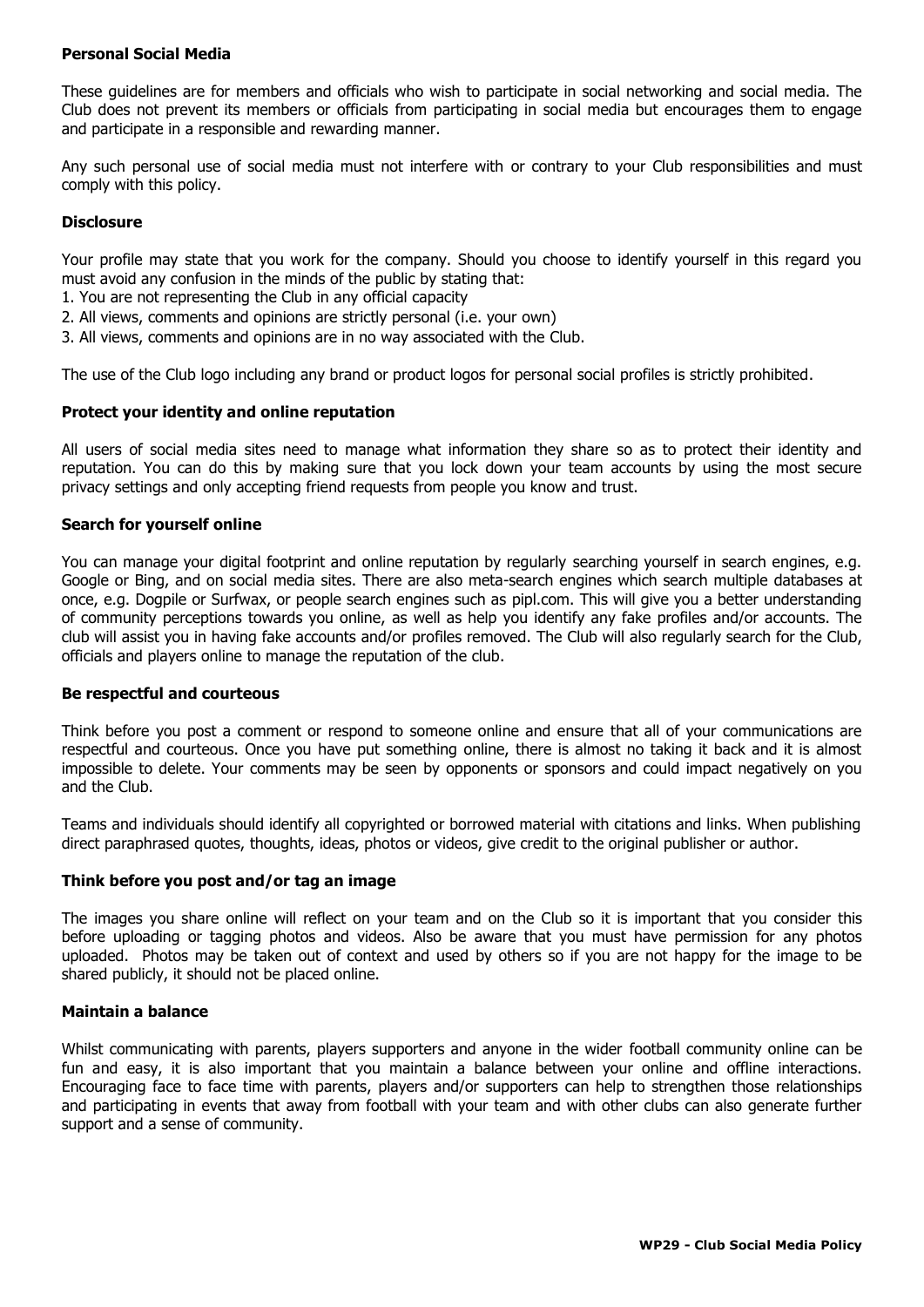**Personal Social Media**

These guidelines are for members and officials who wish to participate in social networking and social media. The Club does not prevent its members or officials from participating in social media but encourages them to engage and participate in a responsible and rewarding manner.

Any such personal use of social media must not interfere with or contrary to your Club responsibilities and must comply with this policy.

**Disclosure**

Your profile may state that you work for the company. Should you choose to identify yourself in this regard you must avoid any confusion in the minds of the public by stating that:

1. You are not representing the Club in any official capacity
2. All views, comments and opinions are strictly personal (i.e. your own)
3. All views, comments and opinions are in no way associated with the Club.

The use of the Club logo including any brand or product logos for personal social profiles is strictly prohibited.

**Protect your identity and online reputation**

All users of social media sites need to manage what information they share so as to protect their identity and reputation. You can do this by making sure that you lock down your team accounts by using the most secure privacy settings and only accepting friend requests from people you know and trust.

**Search for yourself online**

You can manage your digital footprint and online reputation by regularly searching yourself in search engines, e.g. Google or Bing, and on social media sites. There are also meta-search engines which search multiple databases at once, e.g. Dogpile or Surfwax, or people search engines such as pipl.com. This will give you a better understanding of community perceptions towards you online, as well as help you identify any fake profiles and/or accounts. The club will assist you in having fake accounts and/or profiles removed. The Club will also regularly search for the Club, officials and players online to manage the reputation of the club.

**Be respectful and courteous**

Think before you post a comment or respond to someone online and ensure that all of your communications are respectful and courteous. Once you have put something online, there is almost no taking it back and it is almost impossible to delete. Your comments may be seen by opponents or sponsors and could impact negatively on you and the Club.

Teams and individuals should identify all copyrighted or borrowed material with citations and links. When publishing direct paraphrased quotes, thoughts, ideas, photos or videos, give credit to the original publisher or author.

**Think before you post and/or tag an image**

The images you share online will reflect on your team and on the Club so it is important that you consider this before uploading or tagging photos and videos. Also be aware that you must have permission for any photos uploaded. Photos may be taken out of context and used by others so if you are not happy for the image to be shared publicly, it should not be placed online.

**Maintain a balance**

Whilst communicating with parents, players supporters and anyone in the wider football community online can be fun and easy, it is also important that you maintain a balance between your online and offline interactions. Encouraging face to face time with parents, players and/or supporters can help to strengthen those relationships and participating in events that away from football with your team and with other clubs can also generate further support and a sense of community.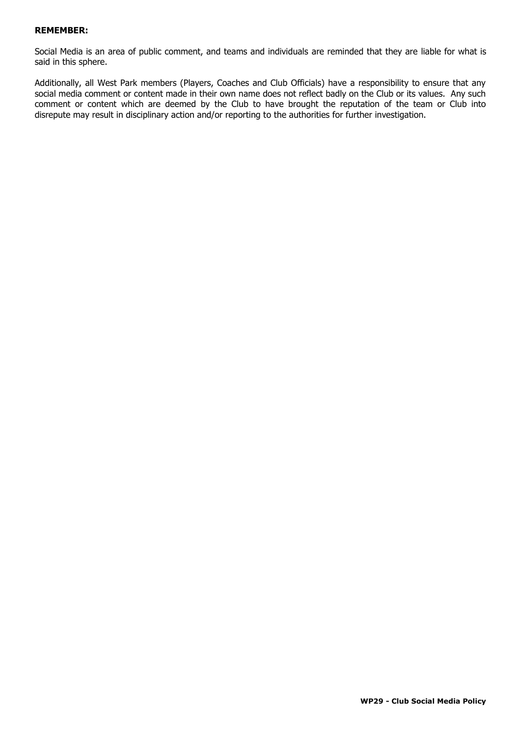**REMEMBER:**

Social Media is an area of public comment, and teams and individuals are reminded that they are liable for what is said in this sphere.

Additionally, all West Park members (Players, Coaches and Club Officials) have a responsibility to ensure that any social media comment or content made in their own name does not reflect badly on the Club or its values. Any such comment or content which are deemed by the Club to have brought the reputation of the team or Club into disrepute may result in disciplinary action and/or reporting to the authorities for further investigation.